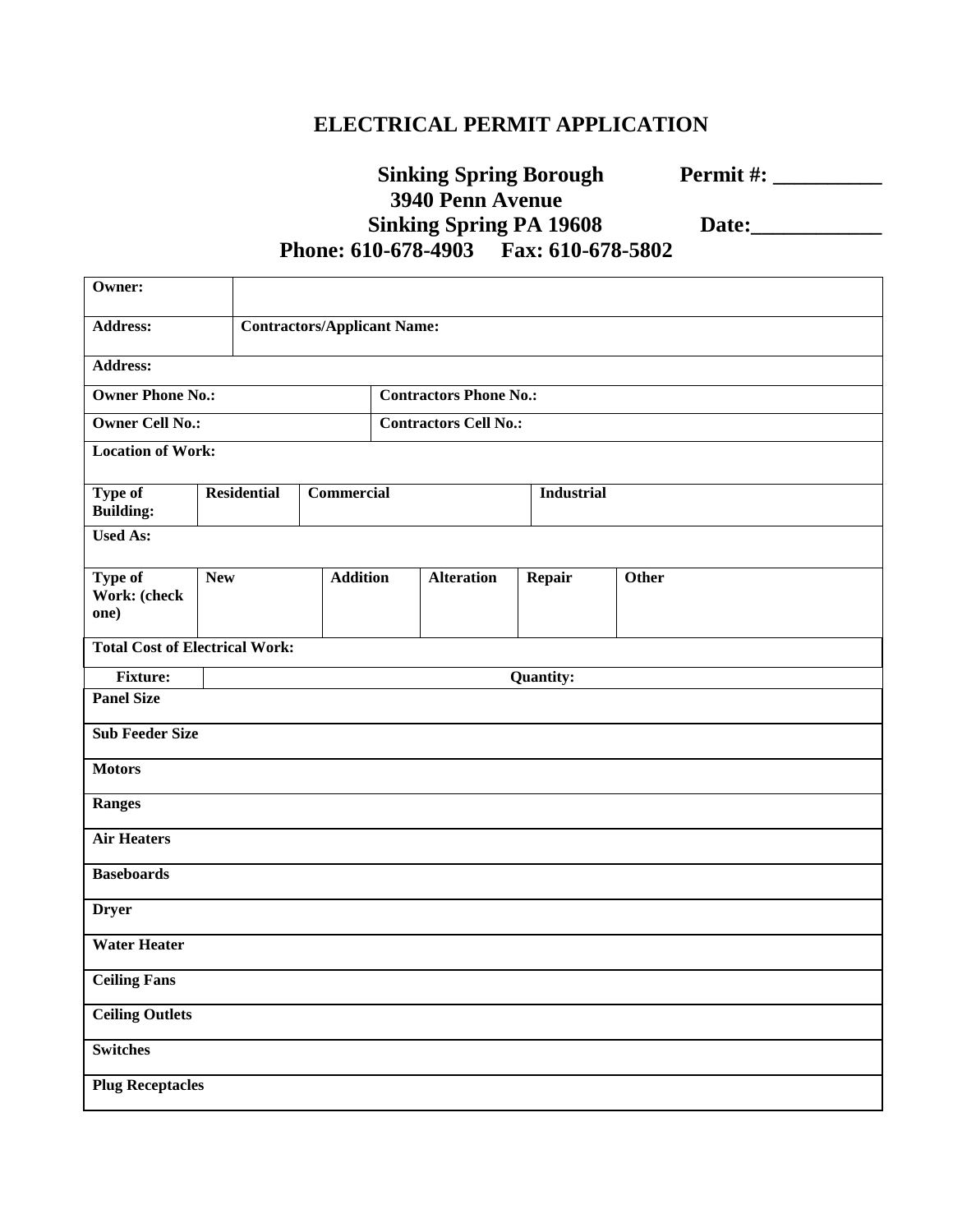# ELECTRICAL PERMIT APPLICATION

**Sinking Spring Borough** **Permit #: __________**
**3940 Penn Avenue**
**Sinking Spring PA 19608** **Date:____________**
**Phone: 610-678-4903 Fax: 610-678-5802**

| | | | | | | |
|---|---|---|---|---|---|---|
| **Owner:** | | | | | | |
| **Address:** | **Contractors/Applicant Name:** | | | | | |
| **Address:** | | | | | | |
| **Owner Phone No.:** | | | **Contractors Phone No.:** | | | |
| **Owner Cell No.:** | | | **Contractors Cell No.:** | | | |
| **Location of Work:** | | | | | | |
| **Type of Building:** | **Residential** | **Commercial** | | | **Industrial** | |
| **Used As:** | | | | | | |
| **Type of Work: (check one)** | **New** | **Addition** | **Alteration** | **Repair** | **Other** | |
| **Total Cost of Electrical Work:** | | | | | | |

| **Fixture:** | **Quantity:** |
|---|---|
| **Panel Size** | |
| **Sub Feeder Size** | |
| **Motors** | |
| **Ranges** | |
| **Air Heaters** | |
| **Baseboards** | |
| **Dryer** | |
| **Water Heater** | |
| **Ceiling Fans** | |
| **Ceiling Outlets** | |
| **Switches** | |
| **Plug Receptacles** | |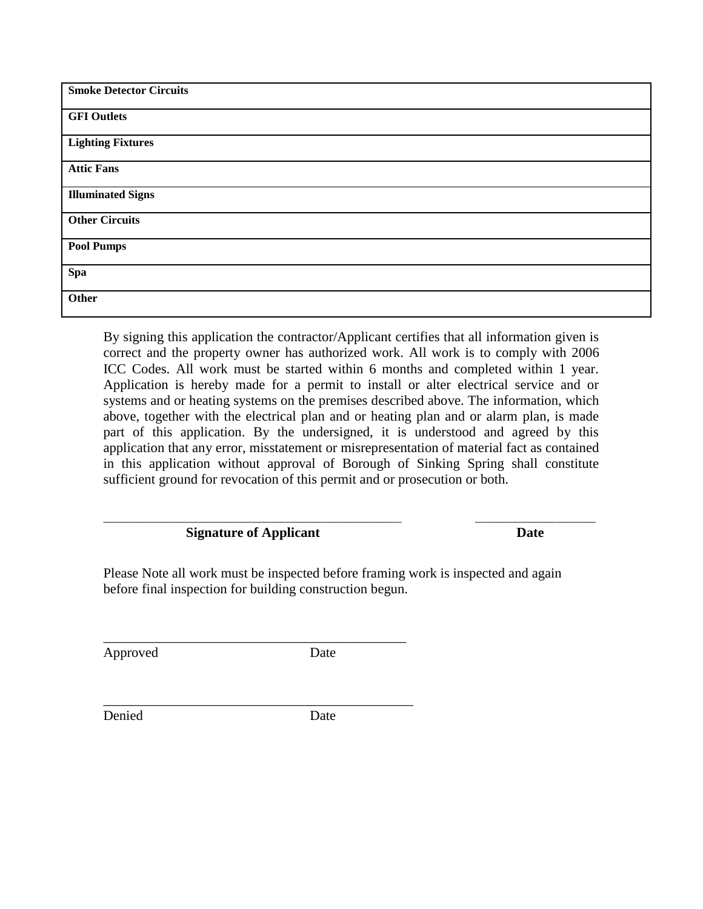| | |
|---|---|
| **Smoke Detector Circuits** | |
| **GFI Outlets** | |
| **Lighting Fixtures** | |
| **Attic Fans** | |
| **Illuminated Signs** | |
| **Other Circuits** | |
| **Pool Pumps** | |
| **Spa** | |
| **Other** | |

By signing this application the contractor/Applicant certifies that all information given is correct and the property owner has authorized work. All work is to comply with 2006 ICC Codes. All work must be started within 6 months and completed within 1 year. Application is hereby made for a permit to install or alter electrical service and or systems and or heating systems on the premises described above. The information, which above, together with the electrical plan and or heating plan and or alarm plan, is made part of this application. By the undersigned, it is understood and agreed by this application that any error, misstatement or misrepresentation of material fact as contained in this application without approval of Borough of Sinking Spring shall constitute sufficient ground for revocation of this permit and or prosecution or both.

_____________________________________________ __________________

**Signature of Applicant** **Date**

Please Note all work must be inspected before framing work is inspected and again before final inspection for building construction begun.

_____________________________________________

Approved Date

_____________________________________________

Denied Date